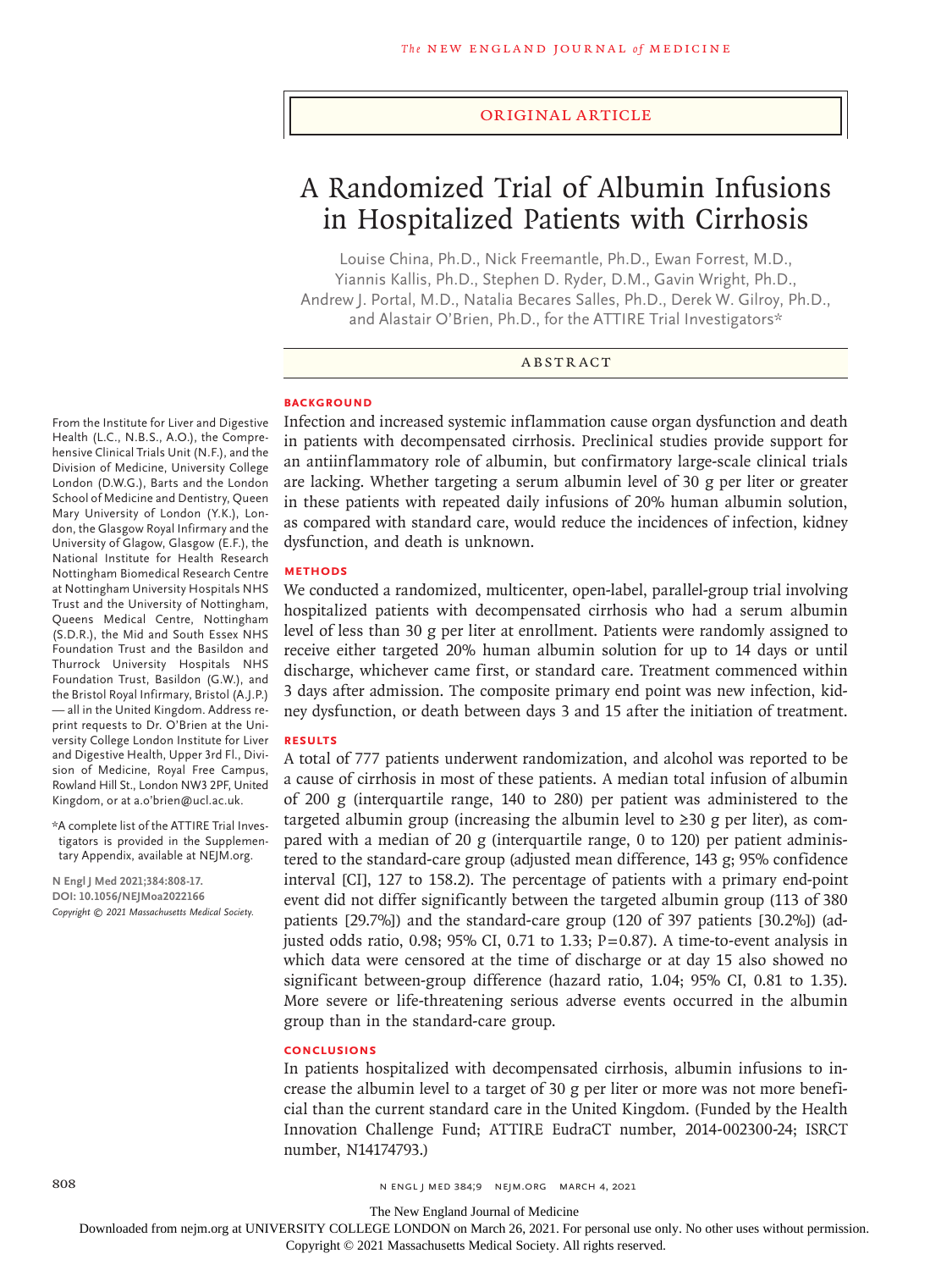Original Article

# A Randomized Trial of Albumin Infusions in Hospitalized Patients with Cirrhosis

Louise China, Ph.D., Nick Freemantle, Ph.D., Ewan Forrest, M.D., Yiannis Kallis, Ph.D., Stephen D. Ryder, D.M., Gavin Wright, Ph.D., Andrew J. Portal, M.D., Natalia Becares Salles, Ph.D., Derek W. Gilroy, Ph.D., and Alastair O'Brien, Ph.D., for the ATTIRE Trial Investigators*

## Abstract

### Background

Infection and increased systemic inflammation cause organ dysfunction and death in patients with decompensated cirrhosis. Preclinical studies provide support for an antiinflammatory role of albumin, but confirmatory large-scale clinical trials are lacking. Whether targeting a serum albumin level of 30 g per liter or greater in these patients with repeated daily infusions of 20% human albumin solution, as compared with standard care, would reduce the incidences of infection, kidney dysfunction, and death is unknown.

### Methods

We conducted a randomized, multicenter, open-label, parallel-group trial involving hospitalized patients with decompensated cirrhosis who had a serum albumin level of less than 30 g per liter at enrollment. Patients were randomly assigned to receive either targeted 20% human albumin solution for up to 14 days or until discharge, whichever came first, or standard care. Treatment commenced within 3 days after admission. The composite primary end point was new infection, kidney dysfunction, or death between days 3 and 15 after the initiation of treatment.

### Results

A total of 777 patients underwent randomization, and alcohol was reported to be a cause of cirrhosis in most of these patients. A median total infusion of albumin of 200 g (interquartile range, 140 to 280) per patient was administered to the targeted albumin group (increasing the albumin level to ≥30 g per liter), as compared with a median of 20 g (interquartile range, 0 to 120) per patient administered to the standard-care group (adjusted mean difference, 143 g; 95% confidence interval [CI], 127 to 158.2). The percentage of patients with a primary end-point event did not differ significantly between the targeted albumin group (113 of 380 patients [29.7%]) and the standard-care group (120 of 397 patients [30.2%]) (adjusted odds ratio, 0.98; 95% CI, 0.71 to 1.33; P=0.87). A time-to-event analysis in which data were censored at the time of discharge or at day 15 also showed no significant between-group difference (hazard ratio, 1.04; 95% CI, 0.81 to 1.35). More severe or life-threatening serious adverse events occurred in the albumin group than in the standard-care group.

### Conclusions

In patients hospitalized with decompensated cirrhosis, albumin infusions to increase the albumin level to a target of 30 g per liter or more was not more beneficial than the current standard care in the United Kingdom. (Funded by the Health Innovation Challenge Fund; ATTIRE EudraCT number, 2014-002300-24; ISRCT number, N14174793.)

From the Institute for Liver and Digestive Health (L.C., N.B.S., A.O.), the Comprehensive Clinical Trials Unit (N.F.), and the Division of Medicine, University College London (D.W.G.), Barts and the London School of Medicine and Dentistry, Queen Mary University of London (Y.K.), London, the Glasgow Royal Infirmary and the University of Glagow, Glasgow (E.F.), the National Institute for Health Research Nottingham Biomedical Research Centre at Nottingham University Hospitals NHS Trust and the University of Nottingham, Queens Medical Centre, Nottingham (S.D.R.), the Mid and South Essex NHS Foundation Trust and the Basildon and Thurrock University Hospitals NHS Foundation Trust, Basildon (G.W.), and the Bristol Royal Infirmary, Bristol (A.J.P.) — all in the United Kingdom. Address reprint requests to Dr. O'Brien at the University College London Institute for Liver and Digestive Health, Upper 3rd Fl., Division of Medicine, Royal Free Campus, Rowland Hill St., London NW3 2PF, United Kingdom, or at a.o'brien@ucl.ac.uk.

*A complete list of the ATTIRE Trial Investigators is provided in the Supplementary Appendix, available at NEJM.org.

N Engl J Med 2021;384:808-17.
DOI: 10.1056/NEJMoa2022166
Copyright © 2021 Massachusetts Medical Society.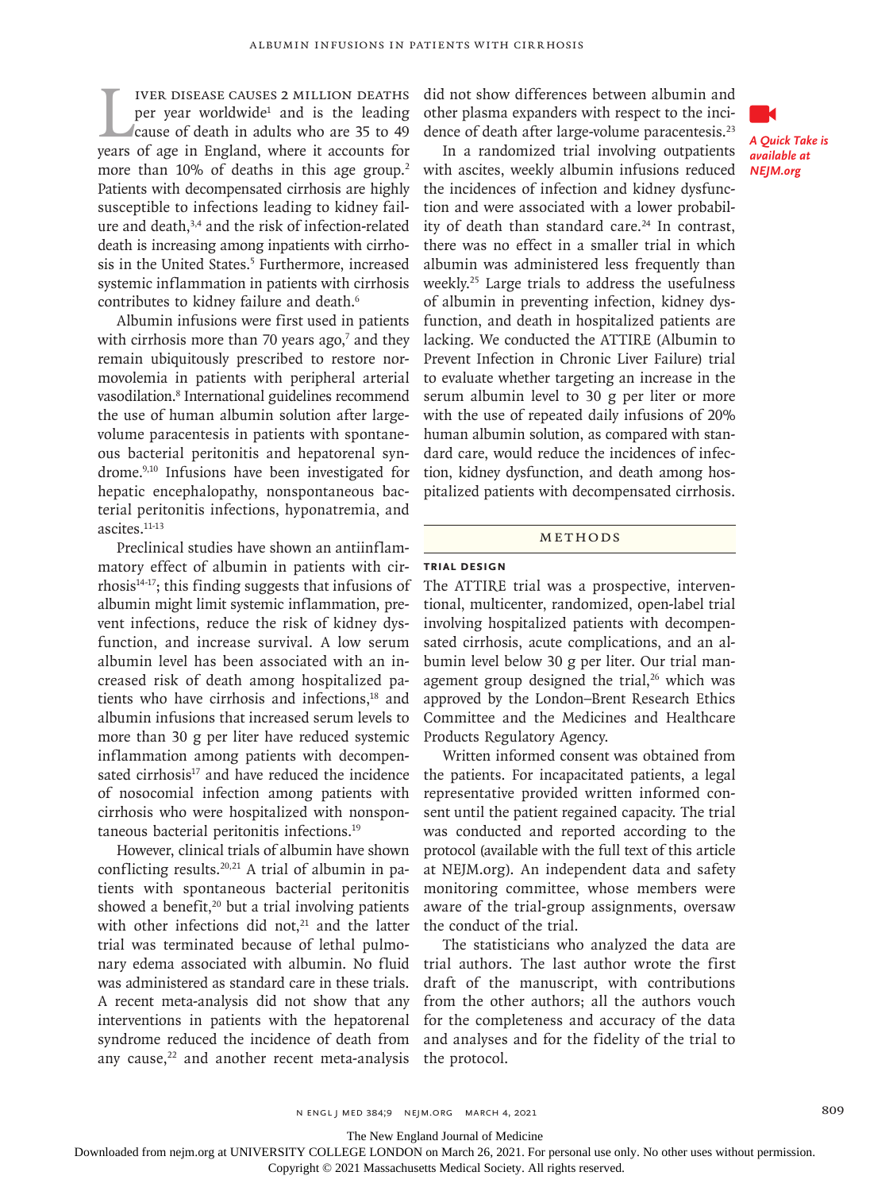Liver disease causes 2 million deaths per year worldwide[1] and is the leading cause of death in adults who are 35 to 49 years of age in England, where it accounts for more than 10% of deaths in this age group.[2] Patients with decompensated cirrhosis are highly susceptible to infections leading to kidney failure and death,[3,4] and the risk of infection-related death is increasing among inpatients with cirrhosis in the United States.[5] Furthermore, increased systemic inflammation in patients with cirrhosis contributes to kidney failure and death.[6]

Albumin infusions were first used in patients with cirrhosis more than 70 years ago,[7] and they remain ubiquitously prescribed to restore normovolemia in patients with peripheral arterial vasodilation.[8] International guidelines recommend the use of human albumin solution after large-volume paracentesis in patients with spontaneous bacterial peritonitis and hepatorenal syndrome.[9,10] Infusions have been investigated for hepatic encephalopathy, nonspontaneous bacterial peritonitis infections, hyponatremia, and ascites.[11-13]

Preclinical studies have shown an antiinflammatory effect of albumin in patients with cirrhosis[14-17]; this finding suggests that infusions of albumin might limit systemic inflammation, prevent infections, reduce the risk of kidney dysfunction, and increase survival. A low serum albumin level has been associated with an increased risk of death among hospitalized patients who have cirrhosis and infections,[18] and albumin infusions that increased serum levels to more than 30 g per liter have reduced systemic inflammation among patients with decompensated cirrhosis[17] and have reduced the incidence of nosocomial infection among patients with cirrhosis who were hospitalized with nonspontaneous bacterial peritonitis infections.[19]

However, clinical trials of albumin have shown conflicting results.[20,21] A trial of albumin in patients with spontaneous bacterial peritonitis showed a benefit,[20] but a trial involving patients with other infections did not,[21] and the latter trial was terminated because of lethal pulmonary edema associated with albumin. No fluid was administered as standard care in these trials. A recent meta-analysis did not show that any interventions in patients with the hepatorenal syndrome reduced the incidence of death from any cause,[22] and another recent meta-analysis did not show differences between albumin and other plasma expanders with respect to the incidence of death after large-volume paracentesis.[23]

In a randomized trial involving outpatients with ascites, weekly albumin infusions reduced the incidences of infection and kidney dysfunction and were associated with a lower probability of death than standard care.[24] In contrast, there was no effect in a smaller trial in which albumin was administered less frequently than weekly.[25] Large trials to address the usefulness of albumin in preventing infection, kidney dysfunction, and death in hospitalized patients are lacking. We conducted the ATTIRE (Albumin to Prevent Infection in Chronic Liver Failure) trial to evaluate whether targeting an increase in the serum albumin level to 30 g per liter or more with the use of repeated daily infusions of 20% human albumin solution, as compared with standard care, would reduce the incidences of infection, kidney dysfunction, and death among hospitalized patients with decompensated cirrhosis.

*A Quick Take is available at NEJM.org*

## Methods

### Trial Design

The ATTIRE trial was a prospective, interventional, multicenter, randomized, open-label trial involving hospitalized patients with decompensated cirrhosis, acute complications, and an albumin level below 30 g per liter. Our trial management group designed the trial,[26] which was approved by the London–Brent Research Ethics Committee and the Medicines and Healthcare Products Regulatory Agency.

Written informed consent was obtained from the patients. For incapacitated patients, a legal representative provided written informed consent until the patient regained capacity. The trial was conducted and reported according to the protocol (available with the full text of this article at NEJM.org). An independent data and safety monitoring committee, whose members were aware of the trial-group assignments, oversaw the conduct of the trial.

The statisticians who analyzed the data are trial authors. The last author wrote the first draft of the manuscript, with contributions from the other authors; all the authors vouch for the completeness and accuracy of the data and analyses and for the fidelity of the trial to the protocol.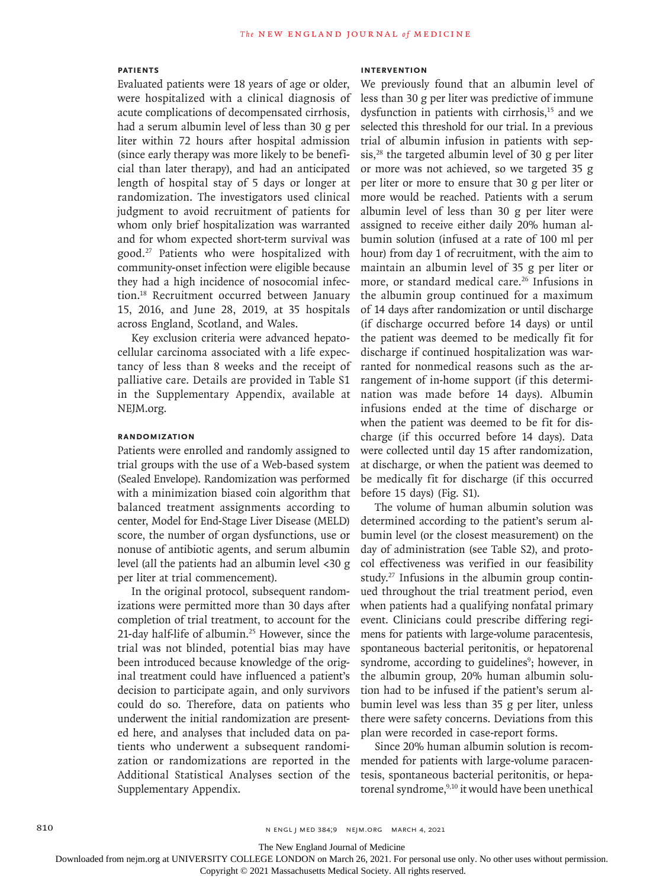### Patients

Evaluated patients were 18 years of age or older, were hospitalized with a clinical diagnosis of acute complications of decompensated cirrhosis, had a serum albumin level of less than 30 g per liter within 72 hours after hospital admission (since early therapy was more likely to be beneficial than later therapy), and had an anticipated length of hospital stay of 5 days or longer at randomization. The investigators used clinical judgment to avoid recruitment of patients for whom only brief hospitalization was warranted and for whom expected short-term survival was good.[27] Patients who were hospitalized with community-onset infection were eligible because they had a high incidence of nosocomial infection.[18] Recruitment occurred between January 15, 2016, and June 28, 2019, at 35 hospitals across England, Scotland, and Wales.

Key exclusion criteria were advanced hepatocellular carcinoma associated with a life expectancy of less than 8 weeks and the receipt of palliative care. Details are provided in Table S1 in the Supplementary Appendix, available at NEJM.org.

### Randomization

Patients were enrolled and randomly assigned to trial groups with the use of a Web-based system (Sealed Envelope). Randomization was performed with a minimization biased coin algorithm that balanced treatment assignments according to center, Model for End-Stage Liver Disease (MELD) score, the number of organ dysfunctions, use or nonuse of antibiotic agents, and serum albumin level (all the patients had an albumin level <30 g per liter at trial commencement).

In the original protocol, subsequent randomizations were permitted more than 30 days after completion of trial treatment, to account for the 21-day half-life of albumin.[25] However, since the trial was not blinded, potential bias may have been introduced because knowledge of the original treatment could have influenced a patient's decision to participate again, and only survivors could do so. Therefore, data on patients who underwent the initial randomization are presented here, and analyses that included data on patients who underwent a subsequent randomization or randomizations are reported in the Additional Statistical Analyses section of the Supplementary Appendix.

### Intervention

We previously found that an albumin level of less than 30 g per liter was predictive of immune dysfunction in patients with cirrhosis,[15] and we selected this threshold for our trial. In a previous trial of albumin infusion in patients with sepsis,[28] the targeted albumin level of 30 g per liter or more was not achieved, so we targeted 35 g per liter or more to ensure that 30 g per liter or more would be reached. Patients with a serum albumin level of less than 30 g per liter were assigned to receive either daily 20% human albumin solution (infused at a rate of 100 ml per hour) from day 1 of recruitment, with the aim to maintain an albumin level of 35 g per liter or more, or standard medical care.[26] Infusions in the albumin group continued for a maximum of 14 days after randomization or until discharge (if discharge occurred before 14 days) or until the patient was deemed to be medically fit for discharge if continued hospitalization was warranted for nonmedical reasons such as the arrangement of in-home support (if this determination was made before 14 days). Albumin infusions ended at the time of discharge or when the patient was deemed to be fit for discharge (if this occurred before 14 days). Data were collected until day 15 after randomization, at discharge, or when the patient was deemed to be medically fit for discharge (if this occurred before 15 days) (Fig. S1).

The volume of human albumin solution was determined according to the patient's serum albumin level (or the closest measurement) on the day of administration (see Table S2), and protocol effectiveness was verified in our feasibility study.[27] Infusions in the albumin group continued throughout the trial treatment period, even when patients had a qualifying nonfatal primary event. Clinicians could prescribe differing regimens for patients with large-volume paracentesis, spontaneous bacterial peritonitis, or hepatorenal syndrome, according to guidelines[9]; however, in the albumin group, 20% human albumin solution had to be infused if the patient's serum albumin level was less than 35 g per liter, unless there were safety concerns. Deviations from this plan were recorded in case-report forms.

Since 20% human albumin solution is recommended for patients with large-volume paracentesis, spontaneous bacterial peritonitis, or hepatorenal syndrome,[9,10] it would have been unethical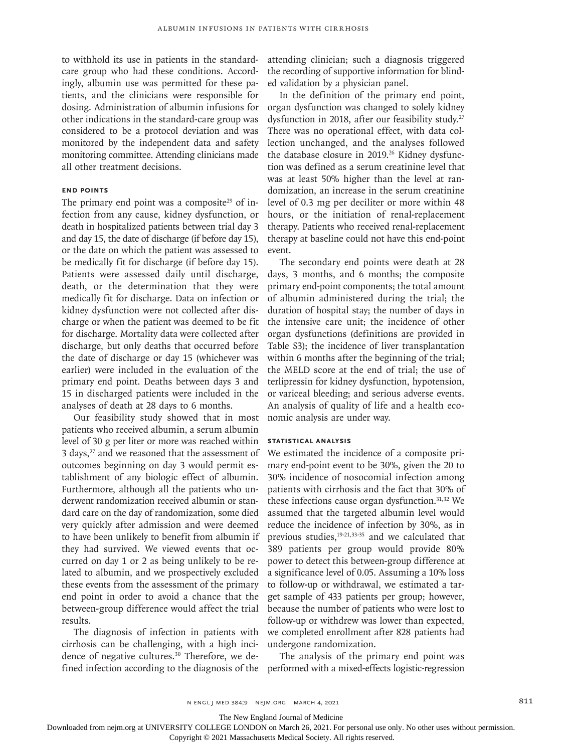to withhold its use in patients in the standard-care group who had these conditions. Accordingly, albumin use was permitted for these patients, and the clinicians were responsible for dosing. Administration of albumin infusions for other indications in the standard-care group was considered to be a protocol deviation and was monitored by the independent data and safety monitoring committee. Attending clinicians made all other treatment decisions.

### End Points

The primary end point was a composite[29] of infection from any cause, kidney dysfunction, or death in hospitalized patients between trial day 3 and day 15, the date of discharge (if before day 15), or the date on which the patient was assessed to be medically fit for discharge (if before day 15). Patients were assessed daily until discharge, death, or the determination that they were medically fit for discharge. Data on infection or kidney dysfunction were not collected after discharge or when the patient was deemed to be fit for discharge. Mortality data were collected after discharge, but only deaths that occurred before the date of discharge or day 15 (whichever was earlier) were included in the evaluation of the primary end point. Deaths between days 3 and 15 in discharged patients were included in the analyses of death at 28 days to 6 months.

Our feasibility study showed that in most patients who received albumin, a serum albumin level of 30 g per liter or more was reached within 3 days,[27] and we reasoned that the assessment of outcomes beginning on day 3 would permit establishment of any biologic effect of albumin. Furthermore, although all the patients who underwent randomization received albumin or standard care on the day of randomization, some died very quickly after admission and were deemed to have been unlikely to benefit from albumin if they had survived. We viewed events that occurred on day 1 or 2 as being unlikely to be related to albumin, and we prospectively excluded these events from the assessment of the primary end point in order to avoid a chance that the between-group difference would affect the trial results.

The diagnosis of infection in patients with cirrhosis can be challenging, with a high incidence of negative cultures.[30] Therefore, we defined infection according to the diagnosis of the attending clinician; such a diagnosis triggered the recording of supportive information for blinded validation by a physician panel.

In the definition of the primary end point, organ dysfunction was changed to solely kidney dysfunction in 2018, after our feasibility study.[27] There was no operational effect, with data collection unchanged, and the analyses followed the database closure in 2019.[26] Kidney dysfunction was defined as a serum creatinine level that was at least 50% higher than the level at randomization, an increase in the serum creatinine level of 0.3 mg per deciliter or more within 48 hours, or the initiation of renal-replacement therapy. Patients who received renal-replacement therapy at baseline could not have this end-point event.

The secondary end points were death at 28 days, 3 months, and 6 months; the composite primary end-point components; the total amount of albumin administered during the trial; the duration of hospital stay; the number of days in the intensive care unit; the incidence of other organ dysfunctions (definitions are provided in Table S3); the incidence of liver transplantation within 6 months after the beginning of the trial; the MELD score at the end of trial; the use of terlipressin for kidney dysfunction, hypotension, or variceal bleeding; and serious adverse events. An analysis of quality of life and a health economic analysis are under way.

### Statistical Analysis

We estimated the incidence of a composite primary end-point event to be 30%, given the 20 to 30% incidence of nosocomial infection among patients with cirrhosis and the fact that 30% of these infections cause organ dysfunction.[31,32] We assumed that the targeted albumin level would reduce the incidence of infection by 30%, as in previous studies,[19-21,33-35] and we calculated that 389 patients per group would provide 80% power to detect this between-group difference at a significance level of 0.05. Assuming a 10% loss to follow-up or withdrawal, we estimated a target sample of 433 patients per group; however, because the number of patients who were lost to follow-up or withdrew was lower than expected, we completed enrollment after 828 patients had undergone randomization.

The analysis of the primary end point was performed with a mixed-effects logistic-regression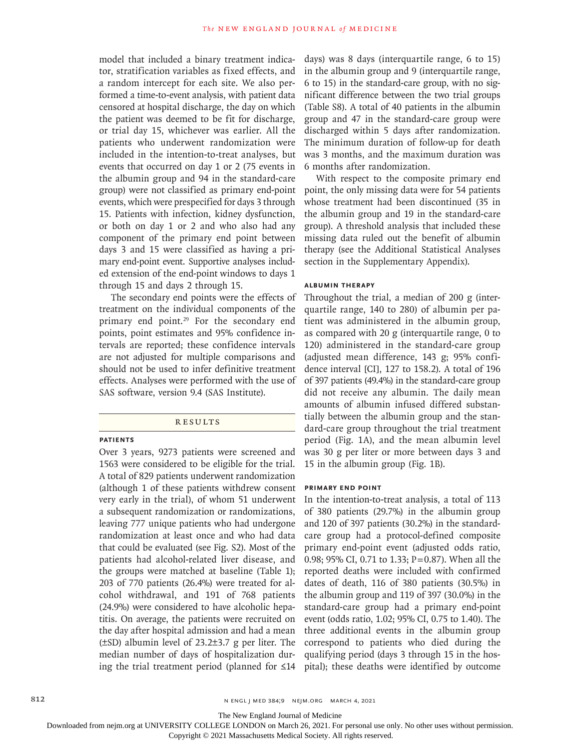model that included a binary treatment indicator, stratification variables as fixed effects, and a random intercept for each site. We also performed a time-to-event analysis, with patient data censored at hospital discharge, the day on which the patient was deemed to be fit for discharge, or trial day 15, whichever was earlier. All the patients who underwent randomization were included in the intention-to-treat analyses, but events that occurred on day 1 or 2 (75 events in the albumin group and 94 in the standard-care group) were not classified as primary end-point events, which were prespecified for days 3 through 15. Patients with infection, kidney dysfunction, or both on day 1 or 2 and who also had any component of the primary end point between days 3 and 15 were classified as having a primary end-point event. Supportive analyses included extension of the end-point windows to days 1 through 15 and days 2 through 15.

The secondary end points were the effects of treatment on the individual components of the primary end point.[29] For the secondary end points, point estimates and 95% confidence intervals are reported; these confidence intervals are not adjusted for multiple comparisons and should not be used to infer definitive treatment effects. Analyses were performed with the use of SAS software, version 9.4 (SAS Institute).

## Results

### Patients

Over 3 years, 9273 patients were screened and 1563 were considered to be eligible for the trial. A total of 829 patients underwent randomization (although 1 of these patients withdrew consent very early in the trial), of whom 51 underwent a subsequent randomization or randomizations, leaving 777 unique patients who had undergone randomization at least once and who had data that could be evaluated (see Fig. S2). Most of the patients had alcohol-related liver disease, and the groups were matched at baseline (Table 1); 203 of 770 patients (26.4%) were treated for alcohol withdrawal, and 191 of 768 patients (24.9%) were considered to have alcoholic hepatitis. On average, the patients were recruited on the day after hospital admission and had a mean (±SD) albumin level of 23.2±3.7 g per liter. The median number of days of hospitalization during the trial treatment period (planned for ≤14 days) was 8 days (interquartile range, 6 to 15) in the albumin group and 9 (interquartile range, 6 to 15) in the standard-care group, with no significant difference between the two trial groups (Table S8). A total of 40 patients in the albumin group and 47 in the standard-care group were discharged within 5 days after randomization. The minimum duration of follow-up for death was 3 months, and the maximum duration was 6 months after randomization.

With respect to the composite primary end point, the only missing data were for 54 patients whose treatment had been discontinued (35 in the albumin group and 19 in the standard-care group). A threshold analysis that included these missing data ruled out the benefit of albumin therapy (see the Additional Statistical Analyses section in the Supplementary Appendix).

### Albumin Therapy

Throughout the trial, a median of 200 g (interquartile range, 140 to 280) of albumin per patient was administered in the albumin group, as compared with 20 g (interquartile range, 0 to 120) administered in the standard-care group (adjusted mean difference, 143 g; 95% confidence interval [CI], 127 to 158.2). A total of 196 of 397 patients (49.4%) in the standard-care group did not receive any albumin. The daily mean amounts of albumin infused differed substantially between the albumin group and the standard-care group throughout the trial treatment period (Fig. 1A), and the mean albumin level was 30 g per liter or more between days 3 and 15 in the albumin group (Fig. 1B).

### Primary End Point

In the intention-to-treat analysis, a total of 113 of 380 patients (29.7%) in the albumin group and 120 of 397 patients (30.2%) in the standard-care group had a protocol-defined composite primary end-point event (adjusted odds ratio, 0.98; 95% CI, 0.71 to 1.33; P=0.87). When all the reported deaths were included with confirmed dates of death, 116 of 380 patients (30.5%) in the albumin group and 119 of 397 (30.0%) in the standard-care group had a primary end-point event (odds ratio, 1.02; 95% CI, 0.75 to 1.40). The three additional events in the albumin group correspond to patients who died during the qualifying period (days 3 through 15 in the hospital); these deaths were identified by outcome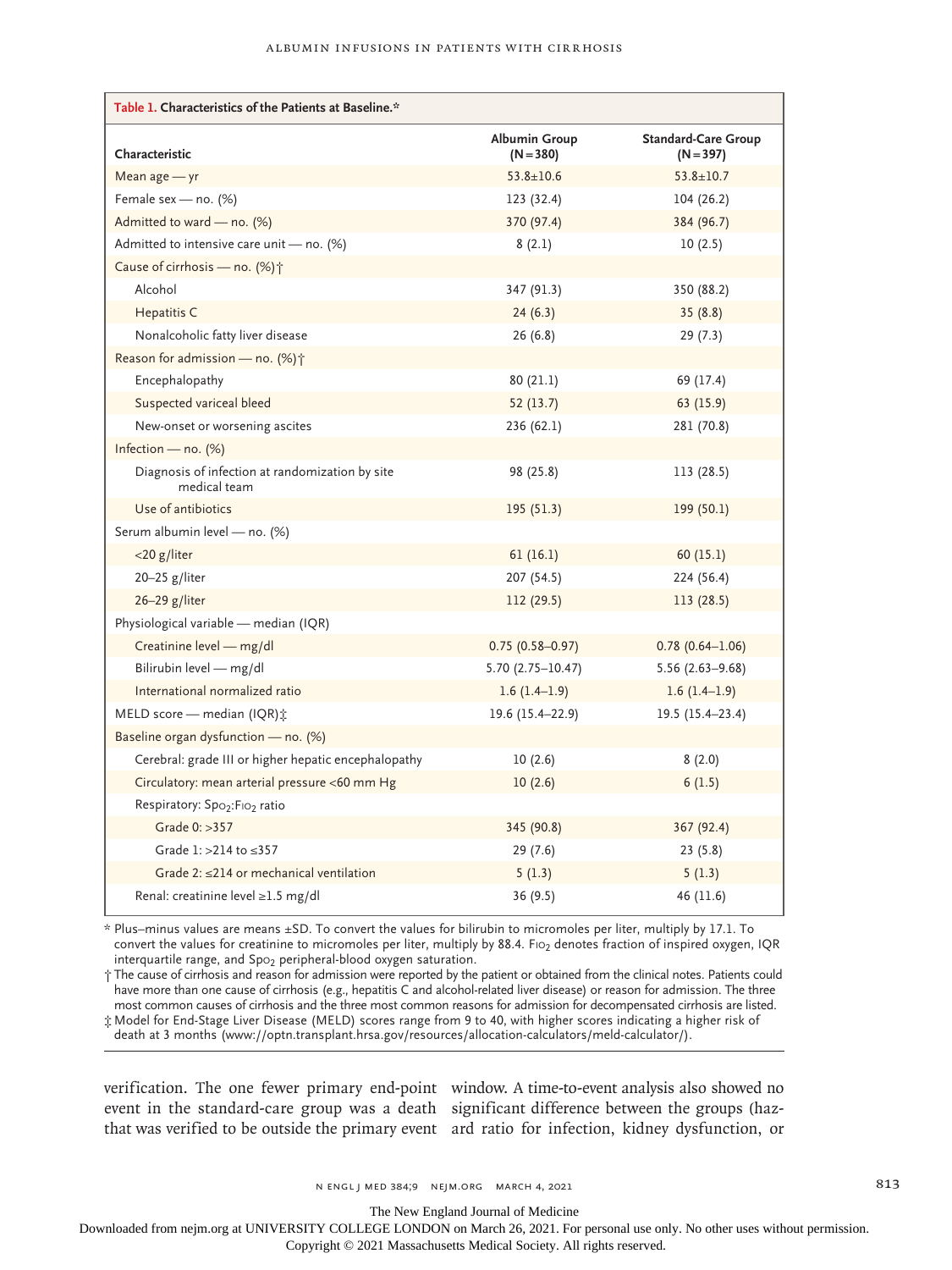**Table 1. Characteristics of the Patients at Baseline.***

| Characteristic | Albumin Group (N=380) | Standard-Care Group (N=397) |
|---|---|---|
| Mean age — yr | 53.8±10.6 | 53.8±10.7 |
| Female sex — no. (%) | 123 (32.4) | 104 (26.2) |
| Admitted to ward — no. (%) | 370 (97.4) | 384 (96.7) |
| Admitted to intensive care unit — no. (%) | 8 (2.1) | 10 (2.5) |
| Cause of cirrhosis — no. (%)† | | |
| Alcohol | 347 (91.3) | 350 (88.2) |
| Hepatitis C | 24 (6.3) | 35 (8.8) |
| Nonalcoholic fatty liver disease | 26 (6.8) | 29 (7.3) |
| Reason for admission — no. (%)† | | |
| Encephalopathy | 80 (21.1) | 69 (17.4) |
| Suspected variceal bleed | 52 (13.7) | 63 (15.9) |
| New-onset or worsening ascites | 236 (62.1) | 281 (70.8) |
| Infection — no. (%) | | |
| Diagnosis of infection at randomization by site medical team | 98 (25.8) | 113 (28.5) |
| Use of antibiotics | 195 (51.3) | 199 (50.1) |
| Serum albumin level — no. (%) | | |
| <20 g/liter | 61 (16.1) | 60 (15.1) |
| 20–25 g/liter | 207 (54.5) | 224 (56.4) |
| 26–29 g/liter | 112 (29.5) | 113 (28.5) |
| Physiological variable — median (IQR) | | |
| Creatinine level — mg/dl | 0.75 (0.58–0.97) | 0.78 (0.64–1.06) |
| Bilirubin level — mg/dl | 5.70 (2.75–10.47) | 5.56 (2.63–9.68) |
| International normalized ratio | 1.6 (1.4–1.9) | 1.6 (1.4–1.9) |
| MELD score — median (IQR)‡ | 19.6 (15.4–22.9) | 19.5 (15.4–23.4) |
| Baseline organ dysfunction — no. (%) | | |
| Cerebral: grade III or higher hepatic encephalopathy | 10 (2.6) | 8 (2.0) |
| Circulatory: mean arterial pressure <60 mm Hg | 10 (2.6) | 6 (1.5) |
| Respiratory: $Sp_{O_2}$:$F_{IO_2}$ ratio | | |
| Grade 0: >357 | 345 (90.8) | 367 (92.4) |
| Grade 1: >214 to ≤357 | 29 (7.6) | 23 (5.8) |
| Grade 2: ≤214 or mechanical ventilation | 5 (1.3) | 5 (1.3) |
| Renal: creatinine level ≥1.5 mg/dl | 36 (9.5) | 46 (11.6) |

\* Plus–minus values are means ±SD. To convert the values for bilirubin to micromoles per liter, multiply by 17.1. To convert the values for creatinine to micromoles per liter, multiply by 88.4. $F_{IO_2}$ denotes fraction of inspired oxygen, IQR interquartile range, and $Sp_{O_2}$ peripheral-blood oxygen saturation.

† The cause of cirrhosis and reason for admission were reported by the patient or obtained from the clinical notes. Patients could have more than one cause of cirrhosis (e.g., hepatitis C and alcohol-related liver disease) or reason for admission. The three most common causes of cirrhosis and the three most common reasons for admission for decompensated cirrhosis are listed.

‡ Model for End-Stage Liver Disease (MELD) scores range from 9 to 40, with higher scores indicating a higher risk of death at 3 months (www://optn.transplant.hrsa.gov/resources/allocation-calculators/meld-calculator/).

verification. The one fewer primary end-point event in the standard-care group was a death that was verified to be outside the primary event window. A time-to-event analysis also showed no significant difference between the groups (hazard ratio for infection, kidney dysfunction, or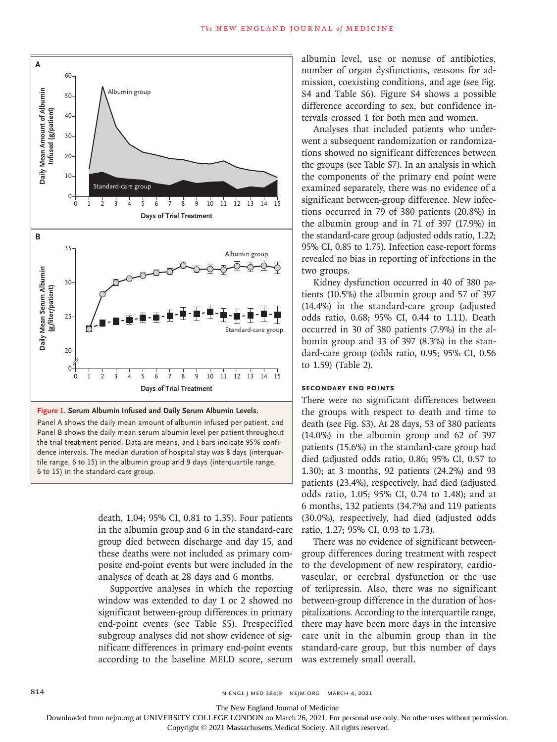**Figure 1. Serum Albumin Infused and Daily Serum Albumin Levels.**

Panel A shows the daily mean amount of albumin infused per patient, and Panel B shows the daily mean serum albumin level per patient throughout the trial treatment period. Data are means, and I bars indicate 95% confidence intervals. The median duration of hospital stay was 8 days (interquartile range, 6 to 15) in the albumin group and 9 days (interquartile range, 6 to 15) in the standard-care group.

death, 1.04; 95% CI, 0.81 to 1.35). Four patients in the albumin group and 6 in the standard-care group died between discharge and day 15, and these deaths were not included as primary composite end-point events but were included in the analyses of death at 28 days and 6 months.

Supportive analyses in which the reporting window was extended to day 1 or 2 showed no significant between-group differences in primary end-point events (see Table S5). Prespecified subgroup analyses did not show evidence of significant differences in primary end-point events according to the baseline MELD score, serum albumin level, use or nonuse of antibiotics, number of organ dysfunctions, reasons for admission, coexisting conditions, and age (see Fig. S4 and Table S6). Figure S4 shows a possible difference according to sex, but confidence intervals crossed 1 for both men and women.

Analyses that included patients who underwent a subsequent randomization or randomizations showed no significant differences between the groups (see Table S7). In an analysis in which the components of the primary end point were examined separately, there was no evidence of a significant between-group difference. New infections occurred in 79 of 380 patients (20.8%) in the albumin group and in 71 of 397 (17.9%) in the standard-care group (adjusted odds ratio, 1.22; 95% CI, 0.85 to 1.75). Infection case-report forms revealed no bias in reporting of infections in the two groups.

Kidney dysfunction occurred in 40 of 380 patients (10.5%) in the albumin group and 57 of 397 (14.4%) in the standard-care group (adjusted odds ratio, 0.68; 95% CI, 0.44 to 1.11). Death occurred in 30 of 380 patients (7.9%) in the albumin group and 33 of 397 (8.3%) in the standard-care group (odds ratio, 0.95; 95% CI, 0.56 to 1.59) (Table 2).

### SECONDARY END POINTS

There were no significant differences between the groups with respect to death and time to death (see Fig. S3). At 28 days, 53 of 380 patients (14.0%) in the albumin group and 62 of 397 patients (15.6%) in the standard-care group had died (adjusted odds ratio, 0.86; 95% CI, 0.57 to 1.30); at 3 months, 92 patients (24.2%) and 93 patients (23.4%), respectively, had died (adjusted odds ratio, 1.05; 95% CI, 0.74 to 1.48); and at 6 months, 132 patients (34.7%) and 119 patients (30.0%), respectively, had died (adjusted odds ratio, 1.27; 95% CI, 0.93 to 1.73).

There was no evidence of significant between-group differences during treatment with respect to the development of new respiratory, cardiovascular, or cerebral dysfunction or the use of terlipressin. Also, there was no significant between-group difference in the duration of hospitalizations. According to the interquartile range, there may have been more days in the intensive care unit in the albumin group than in the standard-care group, but this number of days was extremely small overall.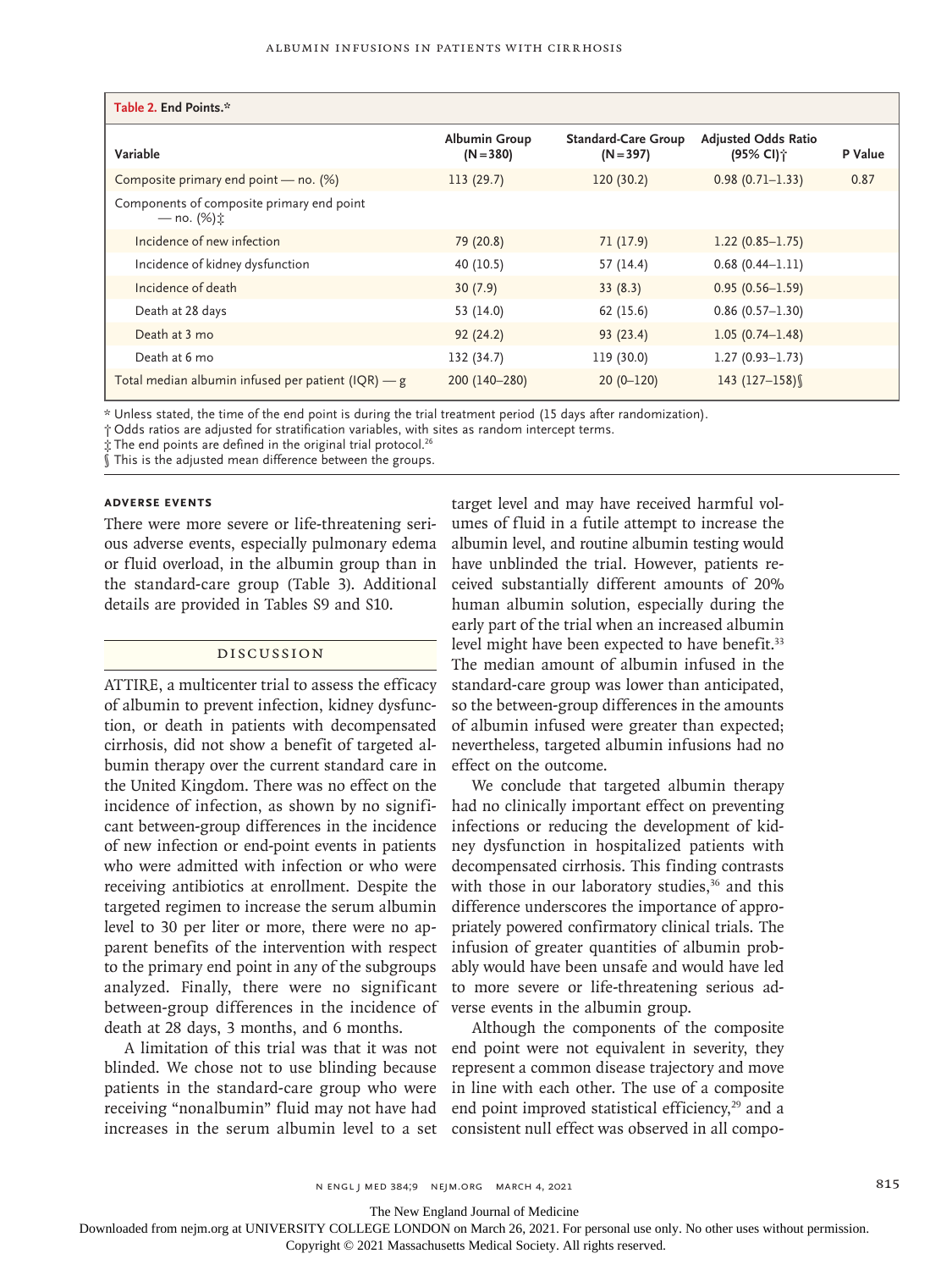**Table 2. End Points.***

| Variable | Albumin Group (N=380) | Standard-Care Group (N=397) | Adjusted Odds Ratio (95% CI)† | P Value |
|---|---|---|---|---|
| Composite primary end point — no. (%) | 113 (29.7) | 120 (30.2) | 0.98 (0.71–1.33) | 0.87 |
| Components of composite primary end point — no. (%)‡ | | | | |
| Incidence of new infection | 79 (20.8) | 71 (17.9) | 1.22 (0.85–1.75) | |
| Incidence of kidney dysfunction | 40 (10.5) | 57 (14.4) | 0.68 (0.44–1.11) | |
| Incidence of death | 30 (7.9) | 33 (8.3) | 0.95 (0.56–1.59) | |
| Death at 28 days | 53 (14.0) | 62 (15.6) | 0.86 (0.57–1.30) | |
| Death at 3 mo | 92 (24.2) | 93 (23.4) | 1.05 (0.74–1.48) | |
| Death at 6 mo | 132 (34.7) | 119 (30.0) | 1.27 (0.93–1.73) | |
| Total median albumin infused per patient (IQR) — g | 200 (140–280) | 20 (0–120) | 143 (127–158)§ | |

\* Unless stated, the time of the end point is during the trial treatment period (15 days after randomization).
† Odds ratios are adjusted for stratification variables, with sites as random intercept terms.
‡ The end points are defined in the original trial protocol.[26]
§ This is the adjusted mean difference between the groups.

### Adverse Events

There were more severe or life-threatening serious adverse events, especially pulmonary edema or fluid overload, in the albumin group than in the standard-care group (Table 3). Additional details are provided in Tables S9 and S10.

## Discussion

ATTIRE, a multicenter trial to assess the efficacy of albumin to prevent infection, kidney dysfunction, or death in patients with decompensated cirrhosis, did not show a benefit of targeted albumin therapy over the current standard care in the United Kingdom. There was no effect on the incidence of infection, as shown by no significant between-group differences in the incidence of new infection or end-point events in patients who were admitted with infection or who were receiving antibiotics at enrollment. Despite the targeted regimen to increase the serum albumin level to 30 per liter or more, there were no apparent benefits of the intervention with respect to the primary end point in any of the subgroups analyzed. Finally, there were no significant between-group differences in the incidence of death at 28 days, 3 months, and 6 months.

A limitation of this trial was that it was not blinded. We chose not to use blinding because patients in the standard-care group who were receiving "nonalbumin" fluid may not have had increases in the serum albumin level to a set target level and may have received harmful volumes of fluid in a futile attempt to increase the albumin level, and routine albumin testing would have unblinded the trial. However, patients received substantially different amounts of 20% human albumin solution, especially during the early part of the trial when an increased albumin level might have been expected to have benefit.[33] The median amount of albumin infused in the standard-care group was lower than anticipated, so the between-group differences in the amounts of albumin infused were greater than expected; nevertheless, targeted albumin infusions had no effect on the outcome.

We conclude that targeted albumin therapy had no clinically important effect on preventing infections or reducing the development of kidney dysfunction in hospitalized patients with decompensated cirrhosis. This finding contrasts with those in our laboratory studies,[36] and this difference underscores the importance of appropriately powered confirmatory clinical trials. The infusion of greater quantities of albumin probably would have been unsafe and would have led to more severe or life-threatening serious adverse events in the albumin group.

Although the components of the composite end point were not equivalent in severity, they represent a common disease trajectory and move in line with each other. The use of a composite end point improved statistical efficiency,[29] and a consistent null effect was observed in all compo-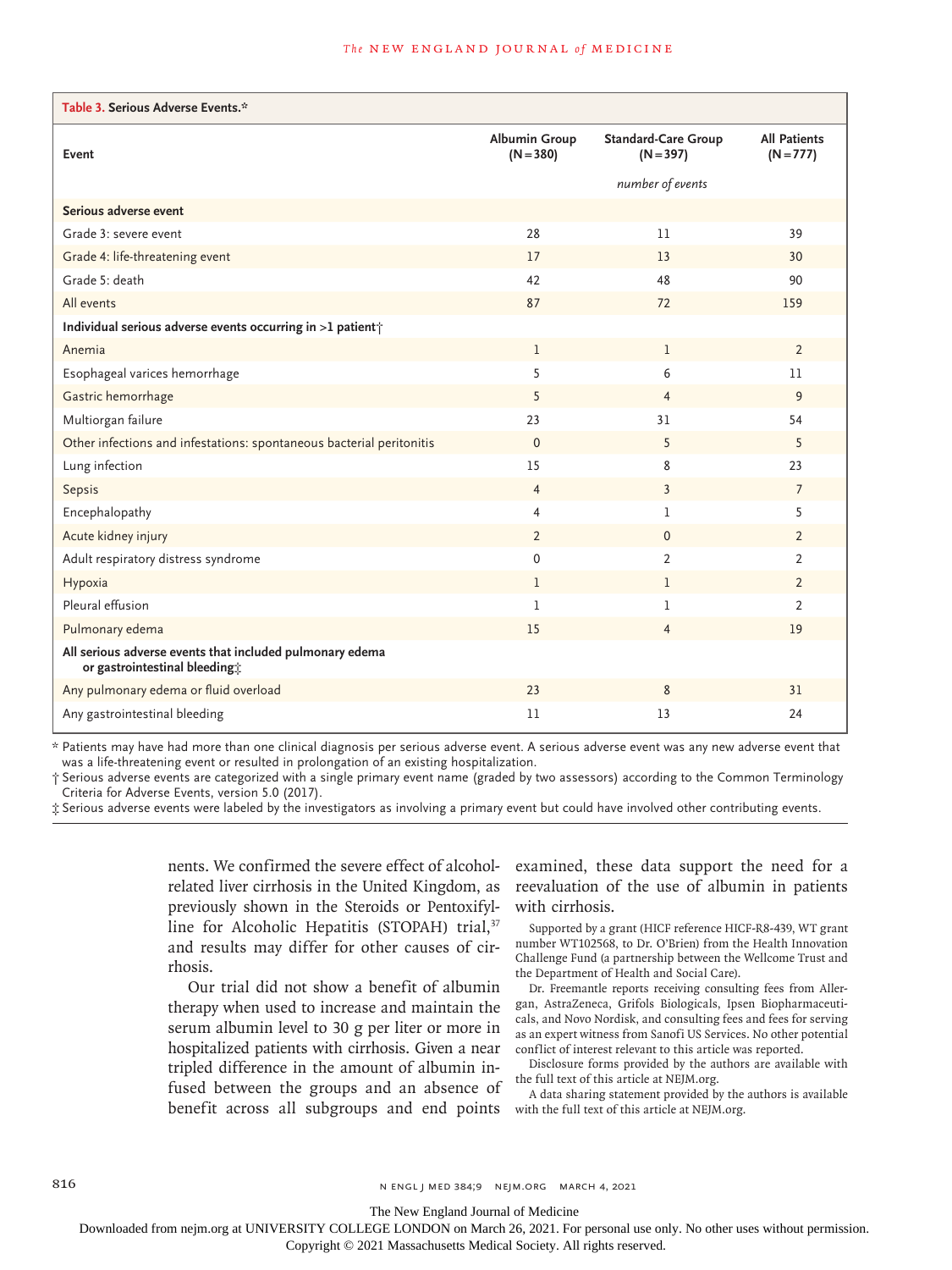**Table 3. Serious Adverse Events.***

| Event | Albumin Group (N=380) | Standard-Care Group (N=397) | All Patients (N=777) |
|---|---|---|---|
| | | *number of events* | |
| **Serious adverse event** | | | |
| Grade 3: severe event | 28 | 11 | 39 |
| Grade 4: life-threatening event | 17 | 13 | 30 |
| Grade 5: death | 42 | 48 | 90 |
| All events | 87 | 72 | 159 |
| **Individual serious adverse events occurring in >1 patient†** | | | |
| Anemia | 1 | 1 | 2 |
| Esophageal varices hemorrhage | 5 | 6 | 11 |
| Gastric hemorrhage | 5 | 4 | 9 |
| Multiorgan failure | 23 | 31 | 54 |
| Other infections and infestations: spontaneous bacterial peritonitis | 0 | 5 | 5 |
| Lung infection | 15 | 8 | 23 |
| Sepsis | 4 | 3 | 7 |
| Encephalopathy | 4 | 1 | 5 |
| Acute kidney injury | 2 | 0 | 2 |
| Adult respiratory distress syndrome | 0 | 2 | 2 |
| Hypoxia | 1 | 1 | 2 |
| Pleural effusion | 1 | 1 | 2 |
| Pulmonary edema | 15 | 4 | 19 |
| **All serious adverse events that included pulmonary edema or gastrointestinal bleeding‡** | | | |
| Any pulmonary edema or fluid overload | 23 | 8 | 31 |
| Any gastrointestinal bleeding | 11 | 13 | 24 |

\* Patients may have had more than one clinical diagnosis per serious adverse event. A serious adverse event was any new adverse event that was a life-threatening event or resulted in prolongation of an existing hospitalization.

† Serious adverse events are categorized with a single primary event name (graded by two assessors) according to the Common Terminology Criteria for Adverse Events, version 5.0 (2017).

‡ Serious adverse events were labeled by the investigators as involving a primary event but could have involved other contributing events.

nents. We confirmed the severe effect of alcohol-related liver cirrhosis in the United Kingdom, as previously shown in the Steroids or Pentoxifylline for Alcoholic Hepatitis (STOPAH) trial,[37] and results may differ for other causes of cirrhosis.

Our trial did not show a benefit of albumin therapy when used to increase and maintain the serum albumin level to 30 g per liter or more in hospitalized patients with cirrhosis. Given a near tripled difference in the amount of albumin infused between the groups and an absence of benefit across all subgroups and end points examined, these data support the need for a reevaluation of the use of albumin in patients with cirrhosis.

Supported by a grant (HICF reference HICF-R8-439, WT grant number WT102568, to Dr. O'Brien) from the Health Innovation Challenge Fund (a partnership between the Wellcome Trust and the Department of Health and Social Care).

Dr. Freemantle reports receiving consulting fees from Allergan, AstraZeneca, Grifols Biologicals, Ipsen Biopharmaceuticals, and Novo Nordisk, and consulting fees and fees for serving as an expert witness from Sanofi US Services. No other potential conflict of interest relevant to this article was reported.

Disclosure forms provided by the authors are available with the full text of this article at NEJM.org.

A data sharing statement provided by the authors is available with the full text of this article at NEJM.org.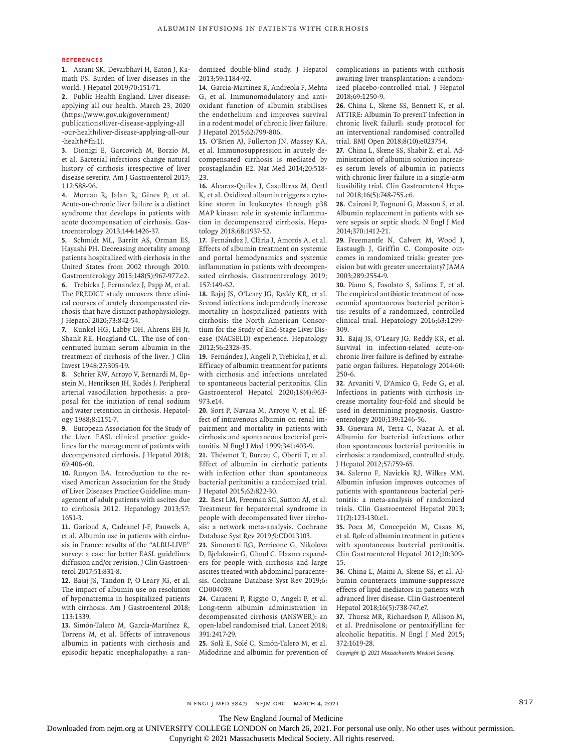## REFERENCES

1. Asrani SK, Devarbhavi H, Eaton J, Kamath PS. Burden of liver diseases in the world. J Hepatol 2019;70:151-71.

2. Public Health England. Liver disease: applying all our health. March 23, 2020 (https://www.gov.uk/government/publications/liver-disease-applying-all-our-health/liver-disease-applying-all-our-health#fn:1).

3. Dionigi E, Garcovich M, Borzio M, et al. Bacterial infections change natural history of cirrhosis irrespective of liver disease severity. Am J Gastroenterol 2017;112:588-96.

4. Moreau R, Jalan R, Gines P, et al. Acute-on-chronic liver failure is a distinct syndrome that develops in patients with acute decompensation of cirrhosis. Gastroenterology 2013;144:1426-37.

5. Schmidt ML, Barritt AS, Orman ES, Hayashi PH. Decreasing mortality among patients hospitalized with cirrhosis in the United States from 2002 through 2010. Gastroenterology 2015;148(5):967-977.e2.

6. Trebicka J, Fernandez J, Papp M, et al. The PREDICT study uncovers three clinical courses of acutely decompensated cirrhosis that have distinct pathophysiology. J Hepatol 2020;73:842-54.

7. Kunkel HG, Labby DH, Ahrens EH Jr, Shank RE, Hoagland CL. The use of concentrated human serum albumin in the treatment of cirrhosis of the liver. J Clin Invest 1948;27:305-19.

8. Schrier RW, Arroyo V, Bernardi M, Epstein M, Henriksen JH, Rodés J. Peripheral arterial vasodilation hypothesis: a proposal for the initiation of renal sodium and water retention in cirrhosis. Hepatology 1988;8:1151-7.

9. European Association for the Study of the Liver. EASL clinical practice guidelines for the management of patients with decompensated cirrhosis. J Hepatol 2018;69:406-60.

10. Runyon BA. Introduction to the revised American Association for the Study of Liver Diseases Practice Guideline: management of adult patients with ascites due to cirrhosis 2012. Hepatology 2013;57:1651-3.

11. Garioud A, Cadranel J-F, Pauwels A, et al. Albumin use in patients with cirrhosis in France: results of the "ALBU-LIVE" survey: a case for better EASL guidelines diffusion and/or revision. J Clin Gastroenterol 2017;51:831-8.

12. Bajaj JS, Tandon P, O Leary JG, et al. The impact of albumin use on resolution of hyponatremia in hospitalized patients with cirrhosis. Am J Gastroenterol 2018;113:1339.

13. Simón-Talero M, García-Martínez R, Torrens M, et al. Effects of intravenous albumin in patients with cirrhosis and episodic hepatic encephalopathy: a randomized double-blind study. J Hepatol 2013;59:1184-92.

14. Garcia-Martinez R, Andreola F, Mehta G, et al. Immunomodulatory and antioxidant function of albumin stabilises the endothelium and improves survival in a rodent model of chronic liver failure. J Hepatol 2015;62:799-806.

15. O'Brien AJ, Fullerton JN, Massey KA, et al. Immunosuppression in acutely decompensated cirrhosis is mediated by prostaglandin E2. Nat Med 2014;20:518-23.

16. Alcaraz-Quiles J, Casulleras M, Oettl K, et al. Oxidized albumin triggers a cytokine storm in leukocytes through p38 MAP kinase: role in systemic inflammation in decompensated cirrhosis. Hepatology 2018;68:1937-52.

17. Fernández J, Clària J, Amorós A, et al. Effects of albumin treatment on systemic and portal hemodynamics and systemic inflammation in patients with decompensated cirrhosis. Gastroenterology 2019;157:149-62.

18. Bajaj JS, O'Leary JG, Reddy KR, et al. Second infections independently increase mortality in hospitalized patients with cirrhosis: the North American Consortium for the Study of End-Stage Liver Disease (NACSELD) experience. Hepatology 2012;56:2328-35.

19. Fernández J, Angeli P, Trebicka J, et al. Efficacy of albumin treatment for patients with cirrhosis and infections unrelated to spontaneous bacterial peritonitis. Clin Gastroenterol Hepatol 2020;18(4):963-973.e14.

20. Sort P, Navasa M, Arroyo V, et al. Effect of intravenous albumin on renal impairment and mortality in patients with cirrhosis and spontaneous bacterial peritonitis. N Engl J Med 1999;341:403-9.

21. Thévenot T, Bureau C, Oberti F, et al. Effect of albumin in cirrhotic patients with infection other than spontaneous bacterial peritonitis: a randomized trial. J Hepatol 2015;62:822-30.

22. Best LM, Freeman SC, Sutton AJ, et al. Treatment for hepatorenal syndrome in people with decompensated liver cirrhosis: a network meta-analysis. Cochrane Database Syst Rev 2019;9:CD013103.

23. Simonetti RG, Perricone G, Nikolova D, Bjelakovic G, Gluud C. Plasma expanders for people with cirrhosis and large ascites treated with abdominal paracentesis. Cochrane Database Syst Rev 2019;6:CD004039.

24. Caraceni P, Riggio O, Angeli P, et al. Long-term albumin administration in decompensated cirrhosis (ANSWER): an open-label randomised trial. Lancet 2018;391:2417-29.

25. Solà E, Solé C, Simón-Talero M, et al. Midodrine and albumin for prevention of complications in patients with cirrhosis awaiting liver transplantation: a randomized placebo-controlled trial. J Hepatol 2018;69:1250-9.

26. China L, Skene SS, Bennett K, et al. ATTIRE: Albumin To prevenT Infection in chronic liveR failurE: study protocol for an interventional randomised controlled trial. BMJ Open 2018;8(10):e023754.

27. China L, Skene SS, Shabir Z, et al. Administration of albumin solution increases serum levels of albumin in patients with chronic liver failure in a single-arm feasibility trial. Clin Gastroenterol Hepatol 2018;16(5):748-755.e6.

28. Caironi P, Tognoni G, Masson S, et al. Albumin replacement in patients with severe sepsis or septic shock. N Engl J Med 2014;370:1412-21.

29. Freemantle N, Calvert M, Wood J, Eastaugh J, Griffin C. Composite outcomes in randomized trials: greater precision but with greater uncertainty? JAMA 2003;289:2554-9.

30. Piano S, Fasolato S, Salinas F, et al. The empirical antibiotic treatment of nosocomial spontaneous bacterial peritonitis: results of a randomized, controlled clinical trial. Hepatology 2016;63:1299-309.

31. Bajaj JS, O'Leary JG, Reddy KR, et al. Survival in infection-related acute-on-chronic liver failure is defined by extrahepatic organ failures. Hepatology 2014;60:250-6.

32. Arvaniti V, D'Amico G, Fede G, et al. Infections in patients with cirrhosis increase mortality four-fold and should be used in determining prognosis. Gastroenterology 2010;139:1246-56.

33. Guevara M, Terra C, Nazar A, et al. Albumin for bacterial infections other than spontaneous bacterial peritonitis in cirrhosis: a randomized, controlled study. J Hepatol 2012;57:759-65.

34. Salerno F, Navickis RJ, Wilkes MM. Albumin infusion improves outcomes of patients with spontaneous bacterial peritonitis: a meta-analysis of randomized trials. Clin Gastroenterol Hepatol 2013;11(2):123-130.e1.

35. Poca M, Concepción M, Casas M, et al. Role of albumin treatment in patients with spontaneous bacterial peritonitis. Clin Gastroenterol Hepatol 2012;10:309-15.

36. China L, Maini A, Skene SS, et al. Albumin counteracts immune-suppressive effects of lipid mediators in patients with advanced liver disease. Clin Gastroenterol Hepatol 2018;16(5):738-747.e7.

37. Thursz MR, Richardson P, Allison M, et al. Prednisolone or pentoxifylline for alcoholic hepatitis. N Engl J Med 2015;372:1619-28.

*Copyright © 2021 Massachusetts Medical Society.*